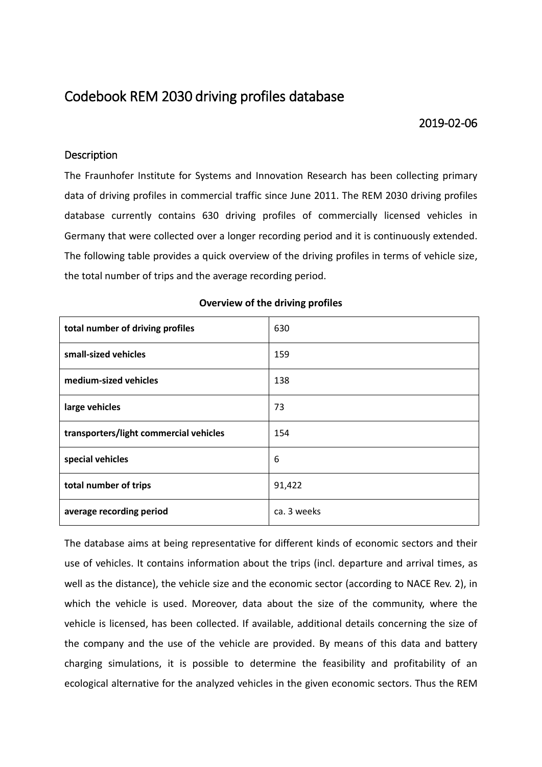# Codebook REM 2030 driving profiles database

2019-02-06

## Description

The Fraunhofer Institute for Systems and Innovation Research has been collecting primary data of driving profiles in commercial traffic since June 2011. The REM 2030 driving profiles database currently contains 630 driving profiles of commercially licensed vehicles in Germany that were collected over a longer recording period and it is continuously extended. The following table provides a quick overview of the driving profiles in terms of vehicle size, the total number of trips and the average recording period.

**Overview of the driving profiles**

| | |
|---|---|
| **total number of driving profiles** | 630 |
| **small-sized vehicles** | 159 |
| **medium-sized vehicles** | 138 |
| **large vehicles** | 73 |
| **transporters/light commercial vehicles** | 154 |
| **special vehicles** | 6 |
| **total number of trips** | 91,422 |
| **average recording period** | ca. 3 weeks |

The database aims at being representative for different kinds of economic sectors and their use of vehicles. It contains information about the trips (incl. departure and arrival times, as well as the distance), the vehicle size and the economic sector (according to NACE Rev. 2), in which the vehicle is used. Moreover, data about the size of the community, where the vehicle is licensed, has been collected. If available, additional details concerning the size of the company and the use of the vehicle are provided. By means of this data and battery charging simulations, it is possible to determine the feasibility and profitability of an ecological alternative for the analyzed vehicles in the given economic sectors. Thus the REM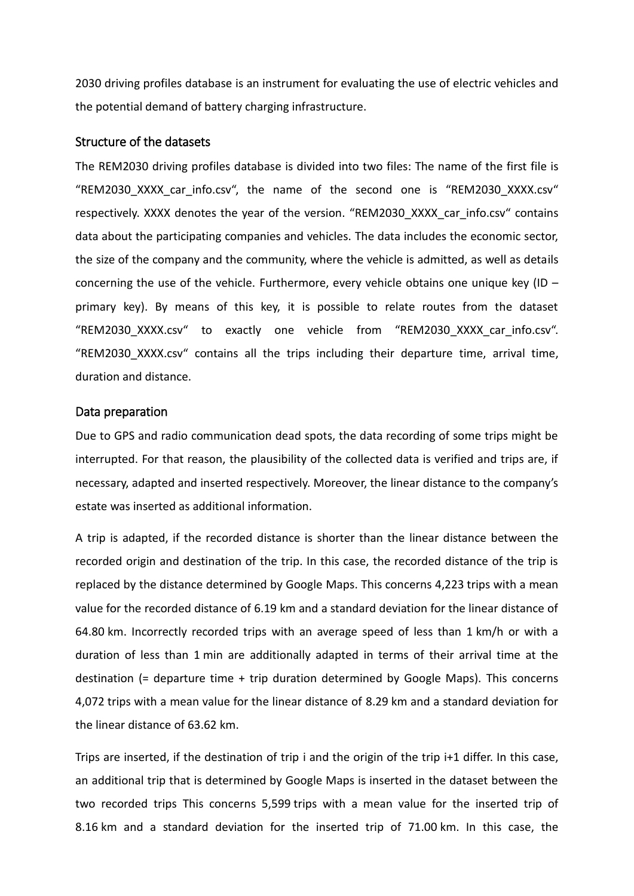2030 driving profiles database is an instrument for evaluating the use of electric vehicles and the potential demand of battery charging infrastructure.

## Structure of the datasets

The REM2030 driving profiles database is divided into two files: The name of the first file is "REM2030_XXXX_car_info.csv", the name of the second one is "REM2030_XXXX.csv" respectively. XXXX denotes the year of the version. "REM2030_XXXX_car_info.csv" contains data about the participating companies and vehicles. The data includes the economic sector, the size of the company and the community, where the vehicle is admitted, as well as details concerning the use of the vehicle. Furthermore, every vehicle obtains one unique key (ID – primary key). By means of this key, it is possible to relate routes from the dataset "REM2030_XXXX.csv" to exactly one vehicle from "REM2030_XXXX_car_info.csv". "REM2030_XXXX.csv" contains all the trips including their departure time, arrival time, duration and distance.

## Data preparation

Due to GPS and radio communication dead spots, the data recording of some trips might be interrupted. For that reason, the plausibility of the collected data is verified and trips are, if necessary, adapted and inserted respectively. Moreover, the linear distance to the company's estate was inserted as additional information.

A trip is adapted, if the recorded distance is shorter than the linear distance between the recorded origin and destination of the trip. In this case, the recorded distance of the trip is replaced by the distance determined by Google Maps. This concerns 4,223 trips with a mean value for the recorded distance of 6.19 km and a standard deviation for the linear distance of 64.80 km. Incorrectly recorded trips with an average speed of less than 1 km/h or with a duration of less than 1 min are additionally adapted in terms of their arrival time at the destination (= departure time + trip duration determined by Google Maps). This concerns 4,072 trips with a mean value for the linear distance of 8.29 km and a standard deviation for the linear distance of 63.62 km.

Trips are inserted, if the destination of trip i and the origin of the trip i+1 differ. In this case, an additional trip that is determined by Google Maps is inserted in the dataset between the two recorded trips This concerns 5,599 trips with a mean value for the inserted trip of 8.16 km and a standard deviation for the inserted trip of 71.00 km. In this case, the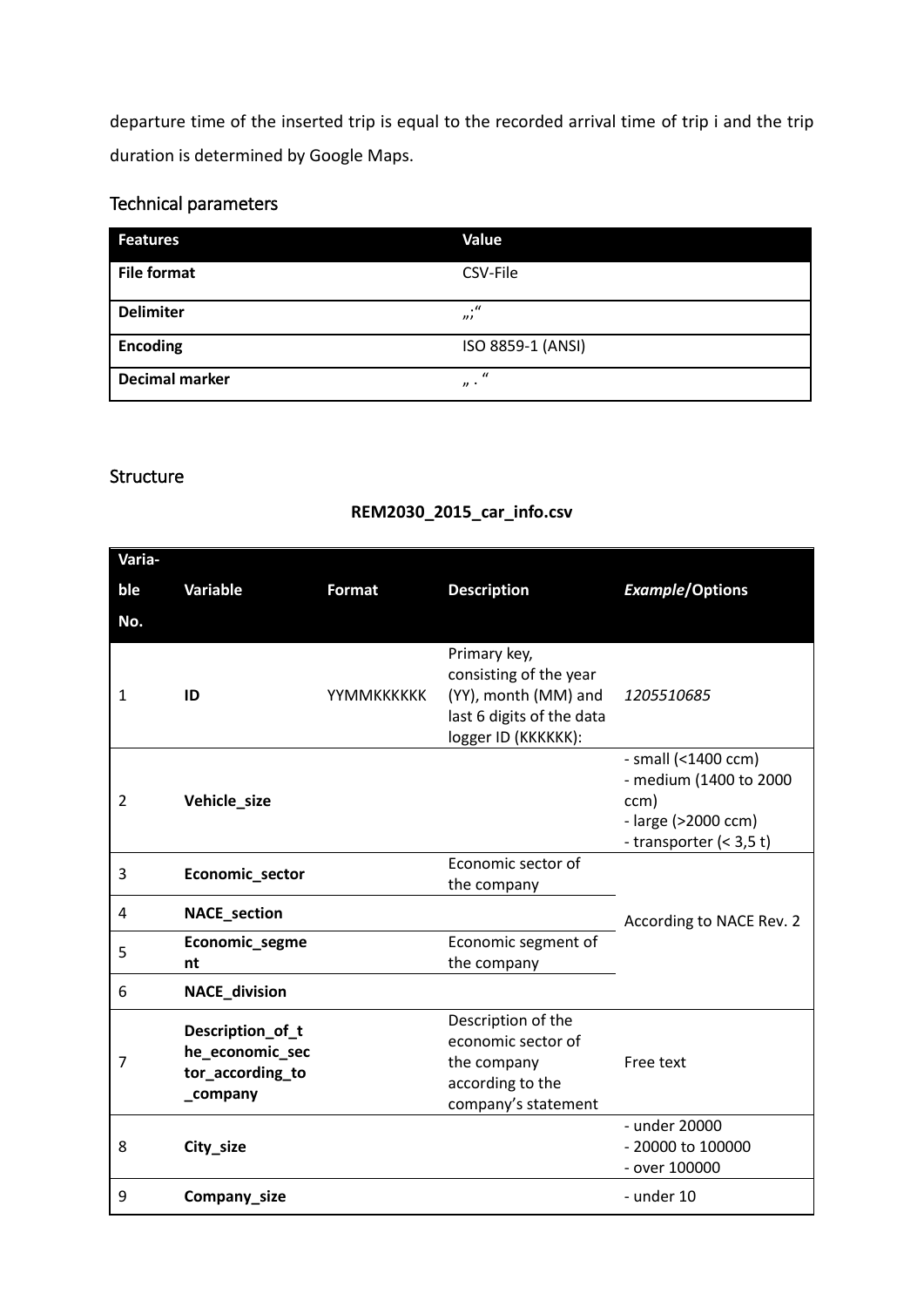departure time of the inserted trip is equal to the recorded arrival time of trip i and the trip duration is determined by Google Maps.

## Technical parameters

| Features | Value |
|---|---|
| **File format** | CSV-File |
| **Delimiter** | „;“ |
| **Encoding** | ISO 8859-1 (ANSI) |
| **Decimal marker** | „ . “ |

## Structure

**REM2030_2015_car_info.csv**

| Variable No. | Variable | Format | Description | *Example*/Options |
|---|---|---|---|---|
| 1 | **ID** | YYMMKKKKKK | Primary key, consisting of the year (YY), month (MM) and last 6 digits of the data logger ID (KKKKKK): | *1205510685* |
| 2 | **Vehicle_size** | | | - small (<1400 ccm)<br>- medium (1400 to 2000 ccm)<br>- large (>2000 ccm)<br>- transporter (< 3,5 t) |
| 3 | **Economic_sector** | | Economic sector of the company | According to NACE Rev. 2 |
| 4 | **NACE_section** | | | |
| 5 | **Economic_segment** | | Economic segment of the company | |
| 6 | **NACE_division** | | | |
| 7 | **Description_of_the_economic_sector_according_to_company** | | Description of the economic sector of the company according to the company's statement | Free text |
| 8 | **City_size** | | | - under 20000<br>- 20000 to 100000<br>- over 100000 |
| 9 | **Company_size** | | | - under 10 |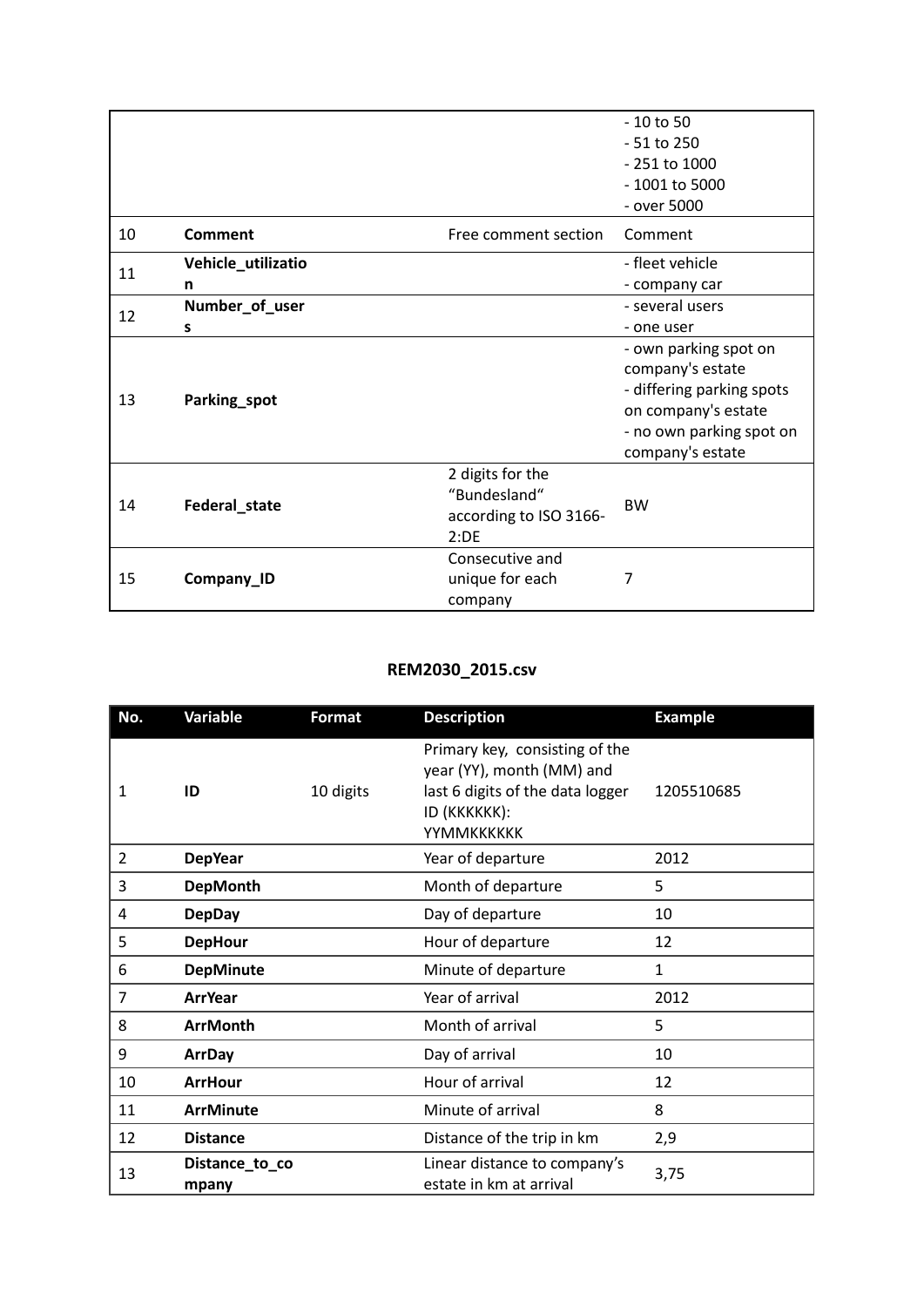| | | | |
|---|---|---|---|
| | | | - 10 to 50<br>- 51 to 250<br>- 251 to 1000<br>- 1001 to 5000<br>- over 5000 |
| 10 | **Comment** | Free comment section | Comment |
| 11 | **Vehicle_utilization** | | - fleet vehicle<br>- company car |
| 12 | **Number_of_users** | | - several users<br>- one user |
| 13 | **Parking_spot** | | - own parking spot on company's estate<br>- differing parking spots on company's estate<br>- no own parking spot on company's estate |
| 14 | **Federal_state** | 2 digits for the "Bundesland" according to ISO 3166-2:DE | BW |
| 15 | **Company_ID** | Consecutive and unique for each company | 7 |

**REM2030_2015.csv**

| No. | Variable | Format | Description | Example |
|---|---|---|---|---|
| 1 | **ID** | 10 digits | Primary key, consisting of the year (YY), month (MM) and last 6 digits of the data logger ID (KKKKKK): YYMMKKKKKK | 1205510685 |
| 2 | **DepYear** | | Year of departure | 2012 |
| 3 | **DepMonth** | | Month of departure | 5 |
| 4 | **DepDay** | | Day of departure | 10 |
| 5 | **DepHour** | | Hour of departure | 12 |
| 6 | **DepMinute** | | Minute of departure | 1 |
| 7 | **ArrYear** | | Year of arrival | 2012 |
| 8 | **ArrMonth** | | Month of arrival | 5 |
| 9 | **ArrDay** | | Day of arrival | 10 |
| 10 | **ArrHour** | | Hour of arrival | 12 |
| 11 | **ArrMinute** | | Minute of arrival | 8 |
| 12 | **Distance** | | Distance of the trip in km | 2,9 |
| 13 | **Distance_to_company** | | Linear distance to company's estate in km at arrival | 3,75 |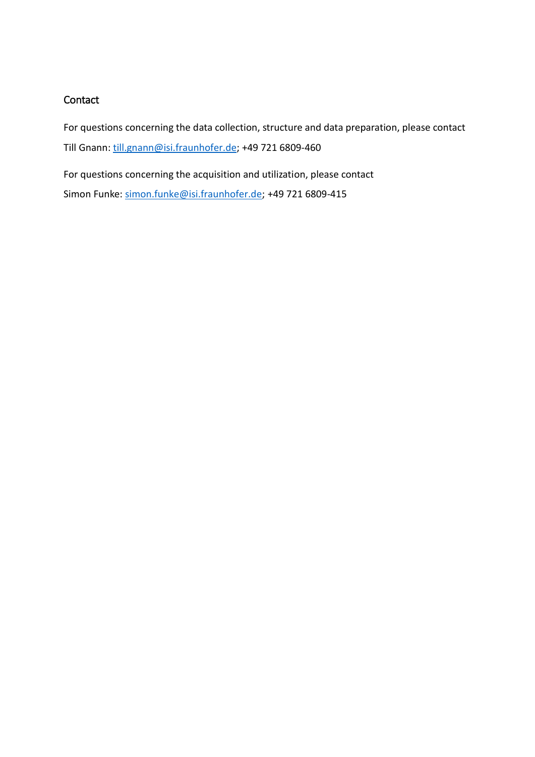## Contact

For questions concerning the data collection, structure and data preparation, please contact

Till Gnann: till.gnann@isi.fraunhofer.de; +49 721 6809-460

For questions concerning the acquisition and utilization, please contact

Simon Funke: simon.funke@isi.fraunhofer.de; +49 721 6809-415